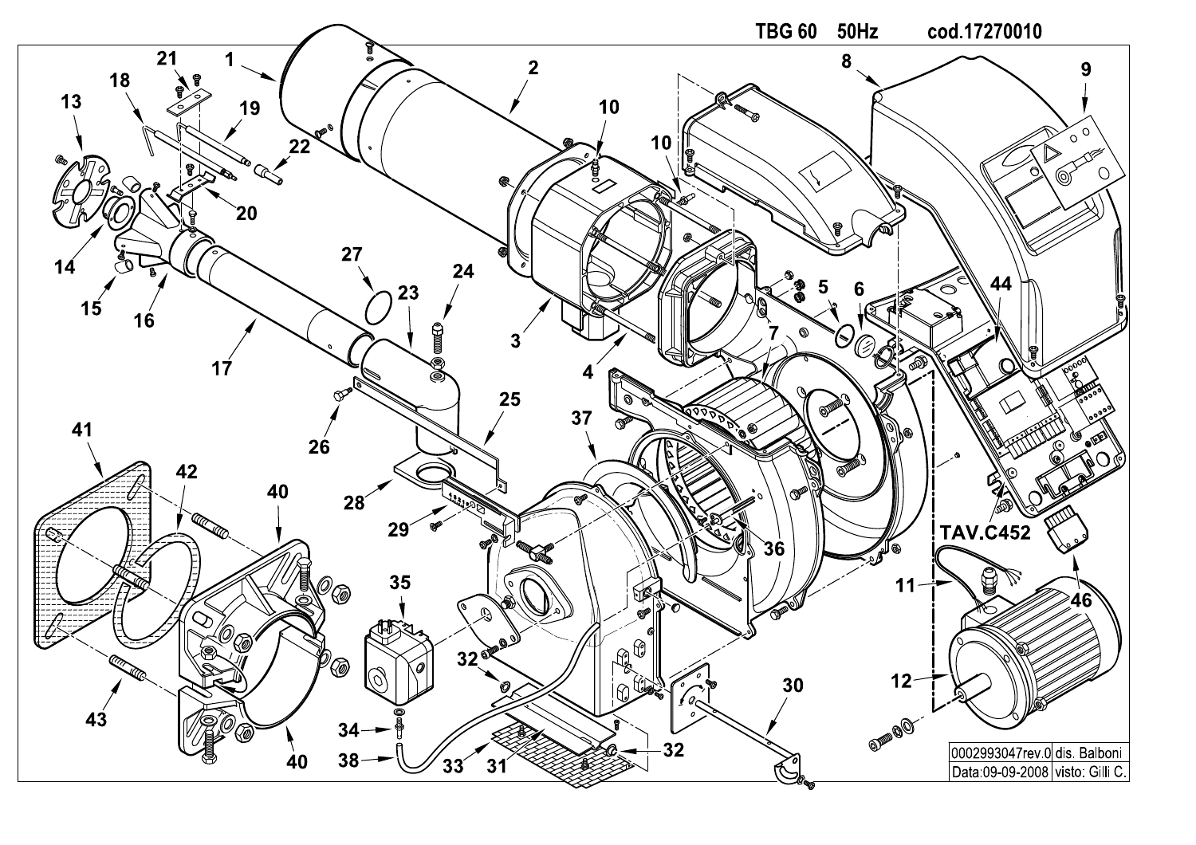**TBG 60 50Hz cod.17270010**

TAV.C452

| 0002993047rev.0 | dis. Balboni |
| --- | --- |
| Data:09-09-2008 | visto: Gilli C. |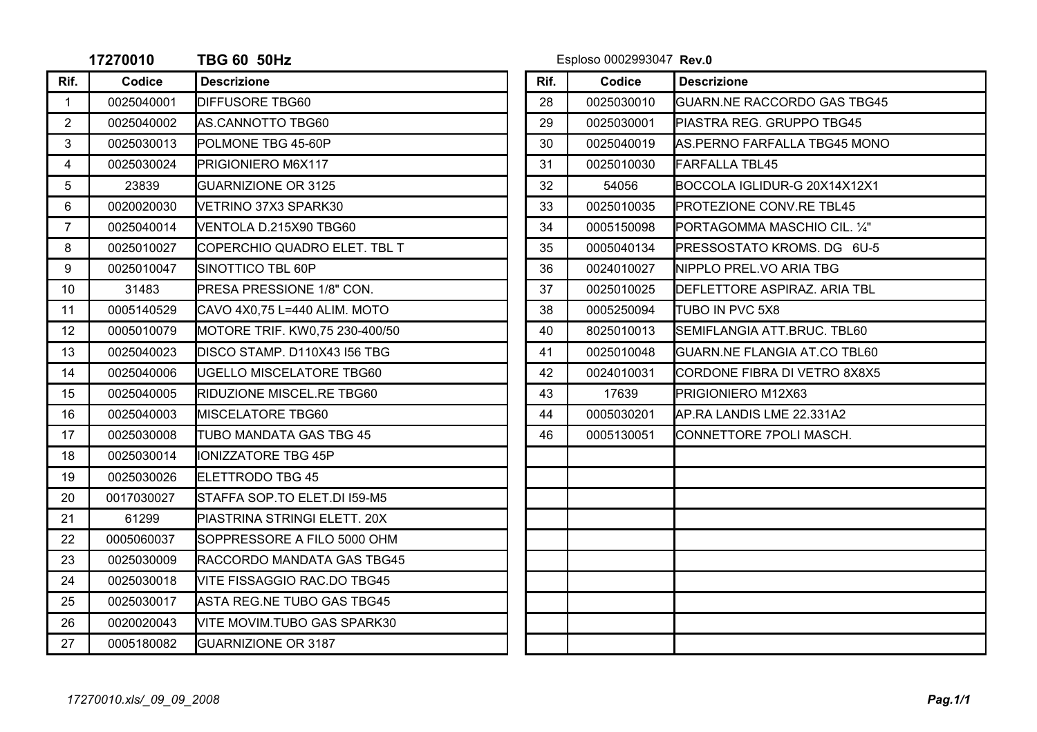**17270010 TBG 60 50Hz**

Esploso 0002993047 **Rev.0**

| Rif. | Codice | Descrizione |
|---|---|---|
| 1 | 0025040001 | DIFFUSORE TBG60 |
| 2 | 0025040002 | AS.CANNOTTO TBG60 |
| 3 | 0025030013 | POLMONE TBG 45-60P |
| 4 | 0025030024 | PRIGIONIERO M6X117 |
| 5 | 23839 | GUARNIZIONE OR 3125 |
| 6 | 0020020030 | VETRINO 37X3 SPARK30 |
| 7 | 0025040014 | VENTOLA D.215X90 TBG60 |
| 8 | 0025010027 | COPERCHIO QUADRO ELET. TBL T |
| 9 | 0025010047 | SINOTTICO TBL 60P |
| 10 | 31483 | PRESA PRESSIONE 1/8" CON. |
| 11 | 0005140529 | CAVO 4X0,75 L=440 ALIM. MOTO |
| 12 | 0005010079 | MOTORE TRIF. KW0,75 230-400/50 |
| 13 | 0025040023 | DISCO STAMP. D110X43 I56 TBG |
| 14 | 0025040006 | UGELLO MISCELATORE TBG60 |
| 15 | 0025040005 | RIDUZIONE MISCEL.RE TBG60 |
| 16 | 0025040003 | MISCELATORE TBG60 |
| 17 | 0025030008 | TUBO MANDATA GAS TBG 45 |
| 18 | 0025030014 | IONIZZATORE TBG 45P |
| 19 | 0025030026 | ELETTRODO TBG 45 |
| 20 | 0017030027 | STAFFA SOP.TO ELET.DI I59-M5 |
| 21 | 61299 | PIASTRINA STRINGI ELETT. 20X |
| 22 | 0005060037 | SOPPRESSORE A FILO 5000 OHM |
| 23 | 0025030009 | RACCORDO MANDATA GAS TBG45 |
| 24 | 0025030018 | VITE FISSAGGIO RAC.DO TBG45 |
| 25 | 0025030017 | ASTA REG.NE TUBO GAS TBG45 |
| 26 | 0020020043 | VITE MOVIM.TUBO GAS SPARK30 |
| 27 | 0005180082 | GUARNIZIONE OR 3187 |
| 28 | 0025030010 | GUARN.NE RACCORDO GAS TBG45 |
| 29 | 0025030001 | PIASTRA REG. GRUPPO TBG45 |
| 30 | 0025040019 | AS.PERNO FARFALLA TBG45 MONO |
| 31 | 0025010030 | FARFALLA TBL45 |
| 32 | 54056 | BOCCOLA IGLIDUR-G 20X14X12X1 |
| 33 | 0025010035 | PROTEZIONE CONV.RE TBL45 |
| 34 | 0005150098 | PORTAGOMMA MASCHIO CIL. ¼" |
| 35 | 0005040134 | PRESSOSTATO KROMS. DG 6U-5 |
| 36 | 0024010027 | NIPPLO PREL.VO ARIA TBG |
| 37 | 0025010025 | DEFLETTORE ASPIRAZ. ARIA TBL |
| 38 | 0005250094 | TUBO IN PVC 5X8 |
| 40 | 8025010013 | SEMIFLANGIA ATT.BRUC. TBL60 |
| 41 | 0025010048 | GUARN.NE FLANGIA AT.CO TBL60 |
| 42 | 0024010031 | CORDONE FIBRA DI VETRO 8X8X5 |
| 43 | 17639 | PRIGIONIERO M12X63 |
| 44 | 0005030201 | AP.RA LANDIS LME 22.331A2 |
| 46 | 0005130051 | CONNETTORE 7POLI MASCH. |

*17270010.xls/_09_09_2008*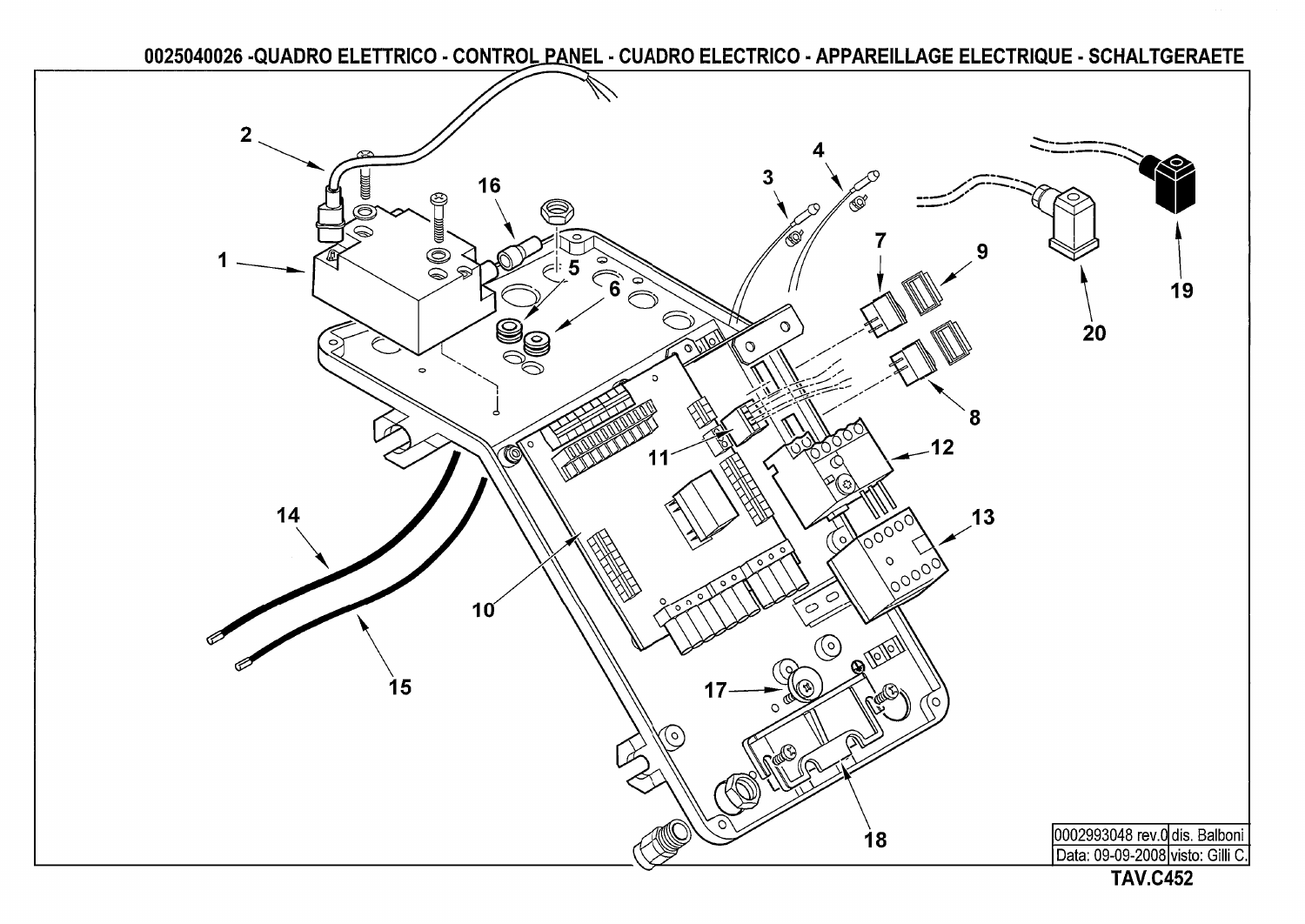# 0025040026 -QUADRO ELETTRICO - CONTROL PANEL - CUADRO ELECTRICO - APPAREILLAGE ELECTRIQUE - SCHALTGERAETE

1
2
3
4
5
6
7
8
9
10
11
12
13
14
15
16
17
18
19
20

| 0002993048 rev.0 | dis. Balboni |
| --- | --- |
| Data: 09-09-2008 | visto: Gilli C. |

**TAV.C452**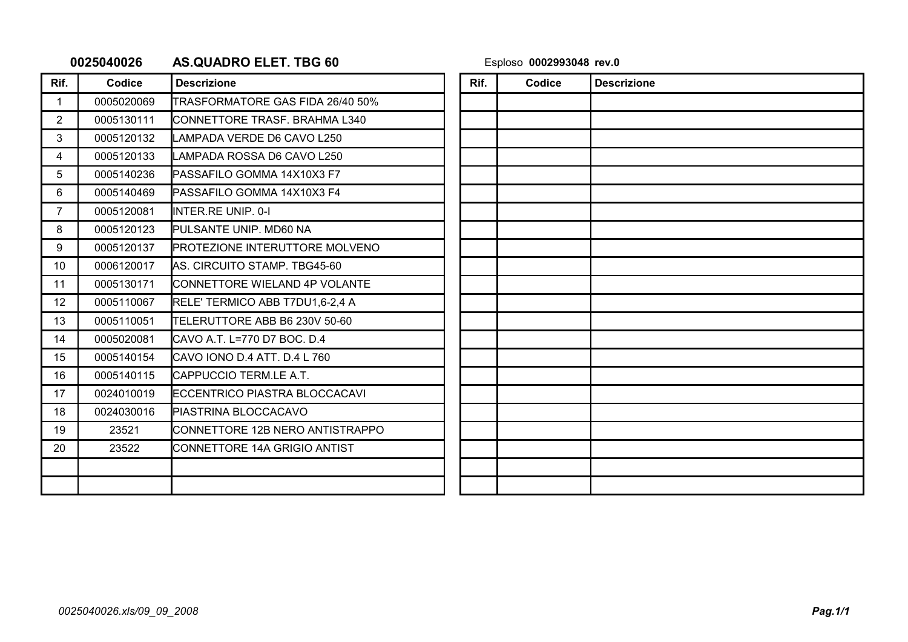**0025040026** **AS.QUADRO ELET. TBG 60**

Esploso **0002993048 rev.0**

| Rif. | Codice | Descrizione |
|---|---|---|
| 1 | 0005020069 | TRASFORMATORE GAS FIDA 26/40 50% |
| 2 | 0005130111 | CONNETTORE TRASF. BRAHMA L340 |
| 3 | 0005120132 | LAMPADA VERDE D6 CAVO L250 |
| 4 | 0005120133 | LAMPADA ROSSA D6 CAVO L250 |
| 5 | 0005140236 | PASSAFILO GOMMA 14X10X3 F7 |
| 6 | 0005140469 | PASSAFILO GOMMA 14X10X3 F4 |
| 7 | 0005120081 | INTER.RE UNIP. 0-I |
| 8 | 0005120123 | PULSANTE UNIP. MD60 NA |
| 9 | 0005120137 | PROTEZIONE INTERUTTORE MOLVENO |
| 10 | 0006120017 | AS. CIRCUITO STAMP. TBG45-60 |
| 11 | 0005130171 | CONNETTORE WIELAND 4P VOLANTE |
| 12 | 0005110067 | RELE' TERMICO ABB T7DU1,6-2,4 A |
| 13 | 0005110051 | TELERUTTORE ABB B6 230V 50-60 |
| 14 | 0005020081 | CAVO A.T. L=770 D7 BOC. D.4 |
| 15 | 0005140154 | CAVO IONO D.4 ATT. D.4 L 760 |
| 16 | 0005140115 | CAPPUCCIO TERM.LE A.T. |
| 17 | 0024010019 | ECCENTRICO PIASTRA BLOCCACAVI |
| 18 | 0024030016 | PIASTRINA BLOCCACAVO |
| 19 | 23521 | CONNETTORE 12B NERO ANTISTRAPPO |
| 20 | 23522 | CONNETTORE 14A GRIGIO ANTIST |

*0025040026.xls/09_09_2008*